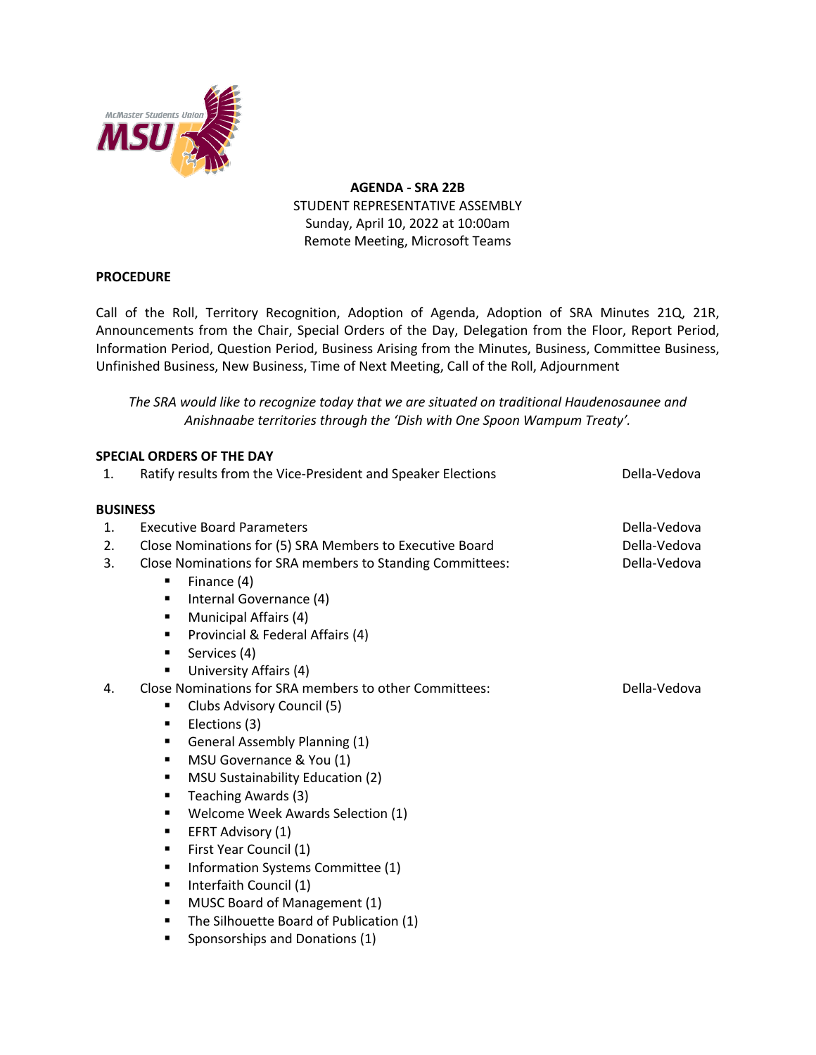**AGENDA - SRA 22B**
STUDENT REPRESENTATIVE ASSEMBLY
Sunday, April 10, 2022 at 10:00am
Remote Meeting, Microsoft Teams

**PROCEDURE**

Call of the Roll, Territory Recognition, Adoption of Agenda, Adoption of SRA Minutes 21Q, 21R, Announcements from the Chair, Special Orders of the Day, Delegation from the Floor, Report Period, Information Period, Question Period, Business Arising from the Minutes, Business, Committee Business, Unfinished Business, New Business, Time of Next Meeting, Call of the Roll, Adjournment

*The SRA would like to recognize today that we are situated on traditional Haudenosaunee and Anishnaabe territories through the 'Dish with One Spoon Wampum Treaty'.*

**SPECIAL ORDERS OF THE DAY**

1. Ratify results from the Vice-President and Speaker Elections — Della-Vedova

**BUSINESS**

1. Executive Board Parameters — Della-Vedova
2. Close Nominations for (5) SRA Members to Executive Board — Della-Vedova
3. Close Nominations for SRA members to Standing Committees: — Della-Vedova
   - Finance (4)
   - Internal Governance (4)
   - Municipal Affairs (4)
   - Provincial & Federal Affairs (4)
   - Services (4)
   - University Affairs (4)
4. Close Nominations for SRA members to other Committees: — Della-Vedova
   - Clubs Advisory Council (5)
   - Elections (3)
   - General Assembly Planning (1)
   - MSU Governance & You (1)
   - MSU Sustainability Education (2)
   - Teaching Awards (3)
   - Welcome Week Awards Selection (1)
   - EFRT Advisory (1)
   - First Year Council (1)
   - Information Systems Committee (1)
   - Interfaith Council (1)
   - MUSC Board of Management (1)
   - The Silhouette Board of Publication (1)
   - Sponsorships and Donations (1)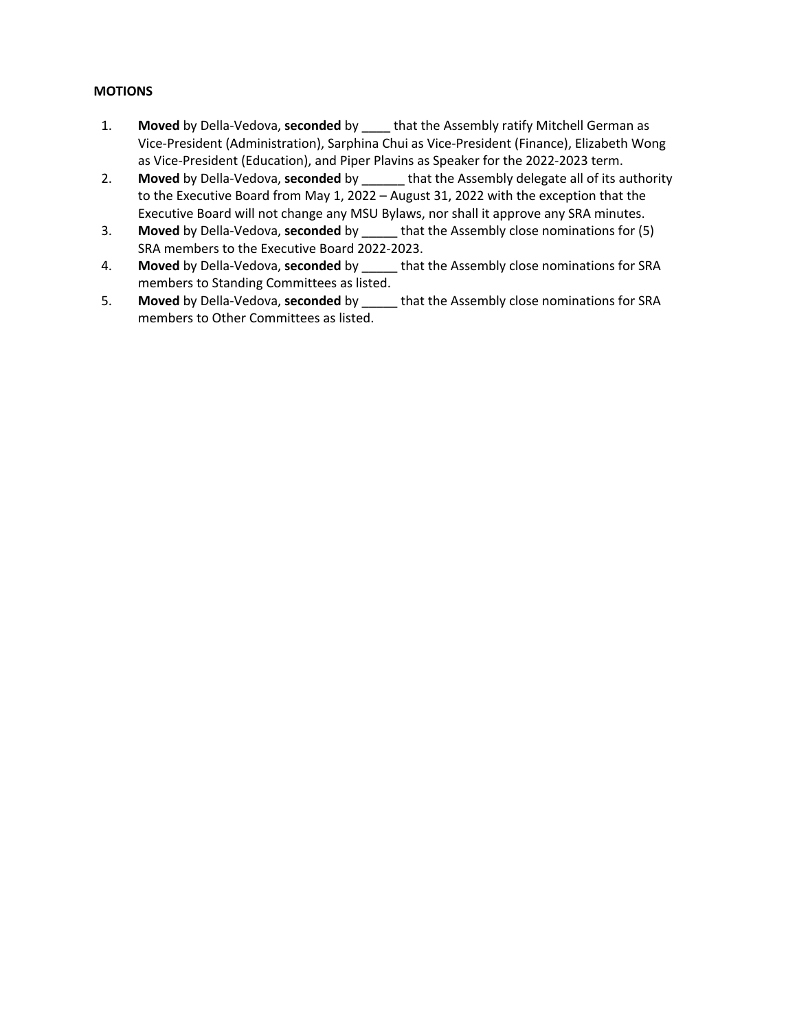**MOTIONS**

1. **Moved** by Della-Vedova, **seconded** by ____ that the Assembly ratify Mitchell German as Vice-President (Administration), Sarphina Chui as Vice-President (Finance), Elizabeth Wong as Vice-President (Education), and Piper Plavins as Speaker for the 2022-2023 term.
2. **Moved** by Della-Vedova, **seconded** by ______ that the Assembly delegate all of its authority to the Executive Board from May 1, 2022 – August 31, 2022 with the exception that the Executive Board will not change any MSU Bylaws, nor shall it approve any SRA minutes.
3. **Moved** by Della-Vedova, **seconded** by _____ that the Assembly close nominations for (5) SRA members to the Executive Board 2022-2023.
4. **Moved** by Della-Vedova, **seconded** by _____ that the Assembly close nominations for SRA members to Standing Committees as listed.
5. **Moved** by Della-Vedova, **seconded** by _____ that the Assembly close nominations for SRA members to Other Committees as listed.